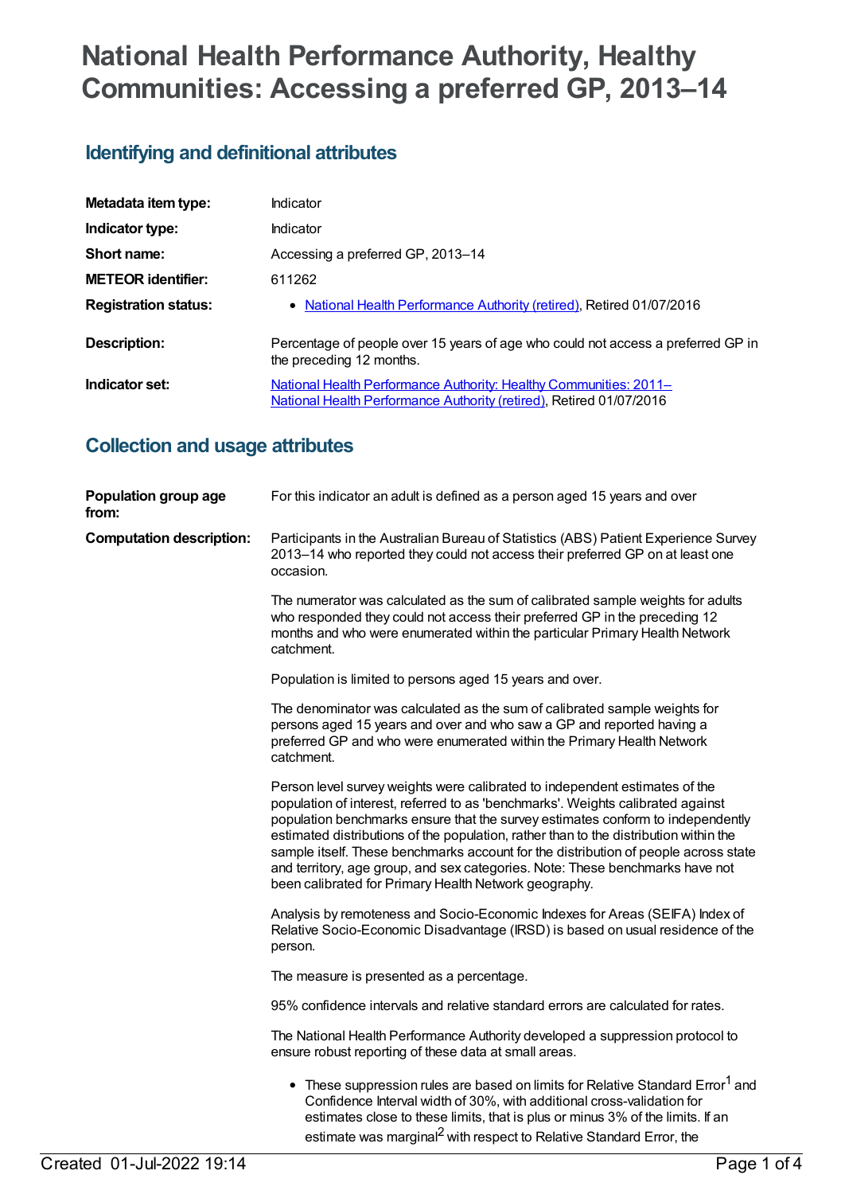# National Health Performance Authority, Healthy Communities: Accessing a preferred GP, 2013–14

## Identifying and definitional attributes

| | |
|---|---|
| **Metadata item type:** | Indicator |
| **Indicator type:** | Indicator |
| **Short name:** | Accessing a preferred GP, 2013–14 |
| **METEOR identifier:** | 611262 |
| **Registration status:** | • National Health Performance Authority (retired), Retired 01/07/2016 |
| **Description:** | Percentage of people over 15 years of age who could not access a preferred GP in the preceding 12 months. |
| **Indicator set:** | National Health Performance Authority: Healthy Communities: 2011– National Health Performance Authority (retired), Retired 01/07/2016 |

## Collection and usage attributes

**Population group age from:**

For this indicator an adult is defined as a person aged 15 years and over

**Computation description:**

Participants in the Australian Bureau of Statistics (ABS) Patient Experience Survey 2013–14 who reported they could not access their preferred GP on at least one occasion.

The numerator was calculated as the sum of calibrated sample weights for adults who responded they could not access their preferred GP in the preceding 12 months and who were enumerated within the particular Primary Health Network catchment.

Population is limited to persons aged 15 years and over.

The denominator was calculated as the sum of calibrated sample weights for persons aged 15 years and over and who saw a GP and reported having a preferred GP and who were enumerated within the Primary Health Network catchment.

Person level survey weights were calibrated to independent estimates of the population of interest, referred to as 'benchmarks'. Weights calibrated against population benchmarks ensure that the survey estimates conform to independently estimated distributions of the population, rather than to the distribution within the sample itself. These benchmarks account for the distribution of people across state and territory, age group, and sex categories. Note: These benchmarks have not been calibrated for Primary Health Network geography.

Analysis by remoteness and Socio-Economic Indexes for Areas (SEIFA) Index of Relative Socio-Economic Disadvantage (IRSD) is based on usual residence of the person.

The measure is presented as a percentage.

95% confidence intervals and relative standard errors are calculated for rates.

The National Health Performance Authority developed a suppression protocol to ensure robust reporting of these data at small areas.

- These suppression rules are based on limits for Relative Standard Error[1] and Confidence Interval width of 30%, with additional cross-validation for estimates close to these limits, that is plus or minus 3% of the limits. If an estimate was marginal[2] with respect to Relative Standard Error, the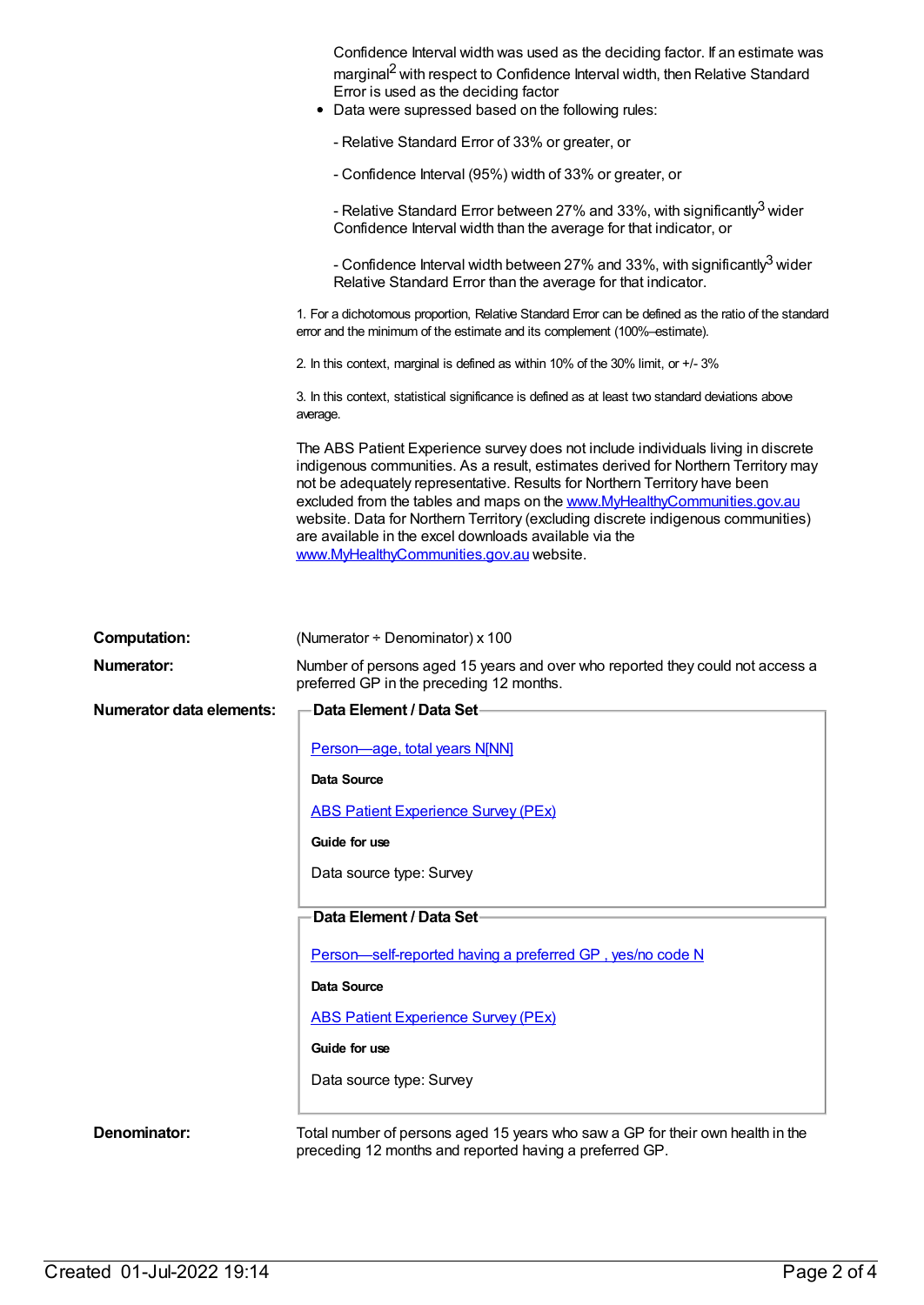Confidence Interval width was used as the deciding factor. If an estimate was marginal[2] with respect to Confidence Interval width, then Relative Standard Error is used as the deciding factor

- Data were supressed based on the following rules:

  - Relative Standard Error of 33% or greater, or

  - Confidence Interval (95%) width of 33% or greater, or

  - Relative Standard Error between 27% and 33%, with significantly[3] wider Confidence Interval width than the average for that indicator, or

  - Confidence Interval width between 27% and 33%, with significantly[3] wider Relative Standard Error than the average for that indicator.

1. For a dichotomous proportion, Relative Standard Error can be defined as the ratio of the standard error and the minimum of the estimate and its complement (100%–estimate).

2. In this context, marginal is defined as within 10% of the 30% limit, or +/- 3%

3. In this context, statistical significance is defined as at least two standard deviations above average.

The ABS Patient Experience survey does not include individuals living in discrete indigenous communities. As a result, estimates derived for Northern Territory may not be adequately representative. Results for Northern Territory have been excluded from the tables and maps on the www.MyHealthyCommunities.gov.au website. Data for Northern Territory (excluding discrete indigenous communities) are available in the excel downloads available via the www.MyHealthyCommunities.gov.au website.

**Computation:** (Numerator ÷ Denominator) x 100

**Numerator:** Number of persons aged 15 years and over who reported they could not access a preferred GP in the preceding 12 months.

**Numerator data elements:**

**Data Element / Data Set**

Person—age, total years N[NN]

**Data Source**

ABS Patient Experience Survey (PEx)

**Guide for use**

Data source type: Survey

**Data Element / Data Set**

Person—self-reported having a preferred GP , yes/no code N

**Data Source**

ABS Patient Experience Survey (PEx)

**Guide for use**

Data source type: Survey

**Denominator:** Total number of persons aged 15 years who saw a GP for their own health in the preceding 12 months and reported having a preferred GP.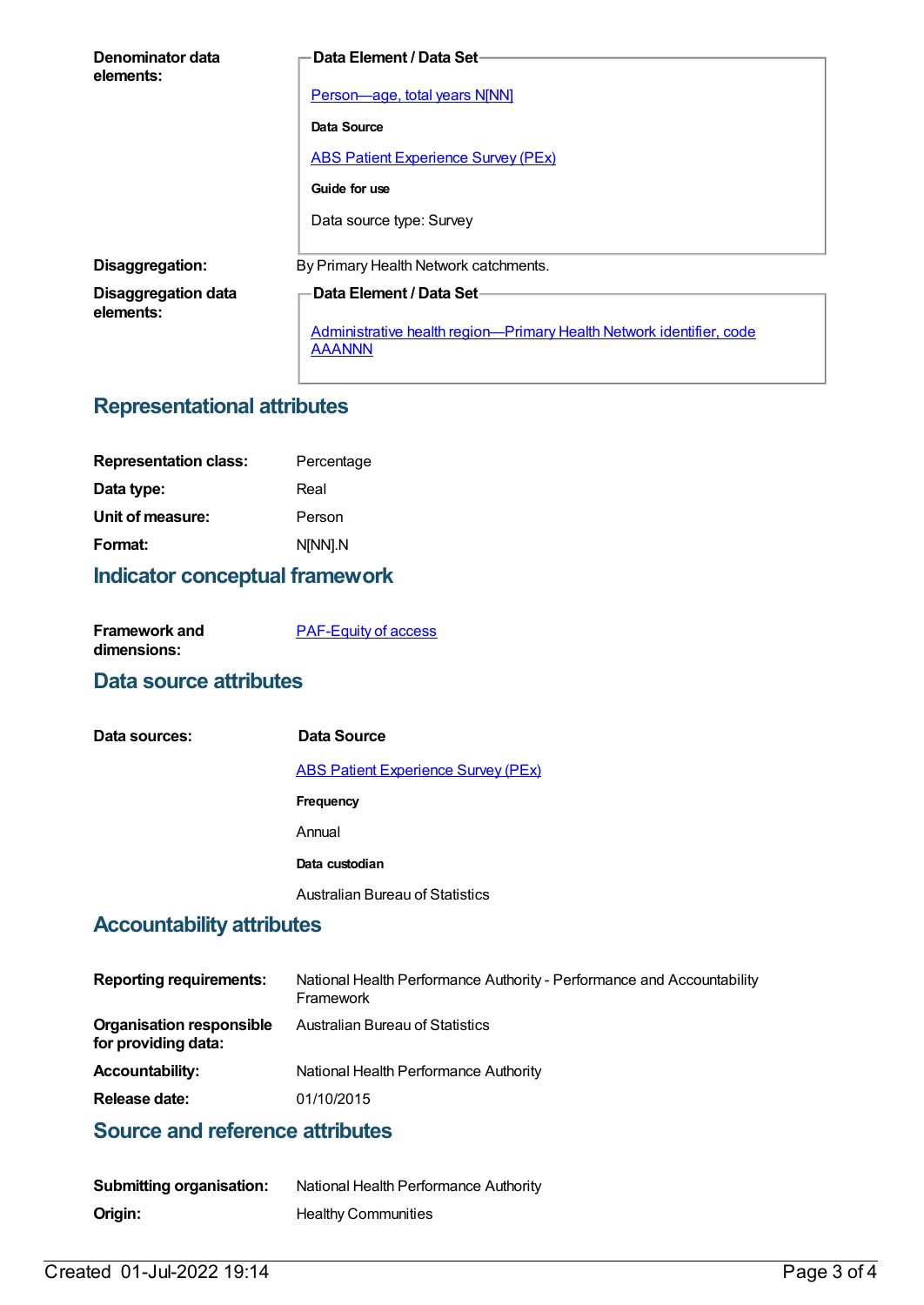**Denominator data elements:**

**Data Element / Data Set**

Person—age, total years N[NN]

**Data Source**

ABS Patient Experience Survey (PEx)

**Guide for use**

Data source type: Survey

**Disaggregation:** By Primary Health Network catchments.

**Disaggregation data elements:**

**Data Element / Data Set**

Administrative health region—Primary Health Network identifier, code AAANNN

## Representational attributes

**Representation class:** Percentage

**Data type:** Real

**Unit of measure:** Person

**Format:** N[NN].N

## Indicator conceptual framework

**Framework and dimensions:** PAF-Equity of access

## Data source attributes

**Data sources:**

**Data Source**

ABS Patient Experience Survey (PEx)

**Frequency**

Annual

**Data custodian**

Australian Bureau of Statistics

## Accountability attributes

**Reporting requirements:** National Health Performance Authority - Performance and Accountability Framework

**Organisation responsible for providing data:** Australian Bureau of Statistics

**Accountability:** National Health Performance Authority

**Release date:** 01/10/2015

## Source and reference attributes

**Submitting organisation:** National Health Performance Authority

**Origin:** Healthy Communities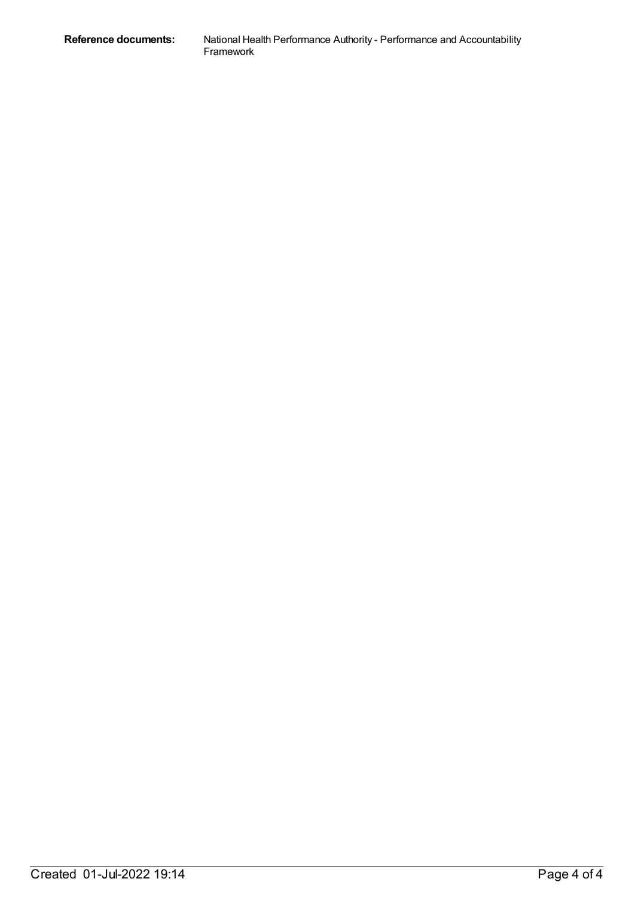**Reference documents:** National Health Performance Authority - Performance and Accountability Framework